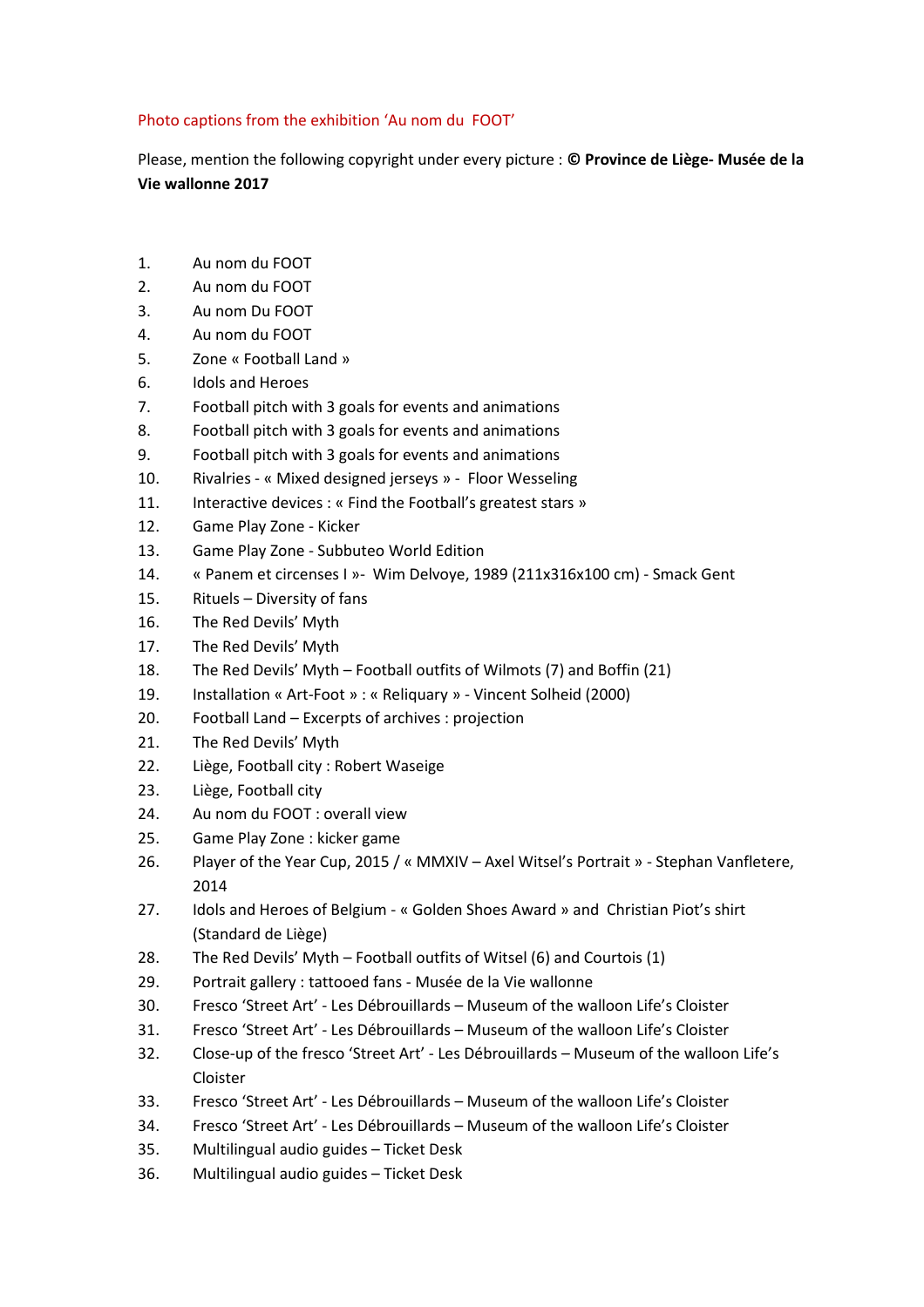Photo captions from the exhibition 'Au nom du  FOOT'

Please, mention the following copyright under every picture : **© Province de Liège- Musée de la Vie wallonne 2017**

1. Au nom du FOOT
2. Au nom du FOOT
3. Au nom Du FOOT
4. Au nom du FOOT
5. Zone « Football Land »
6. Idols and Heroes
7. Football pitch with 3 goals for events and animations
8. Football pitch with 3 goals for events and animations
9. Football pitch with 3 goals for events and animations
10. Rivalries - « Mixed designed jerseys » -  Floor Wesseling
11. Interactive devices : « Find the Football's greatest stars »
12. Game Play Zone - Kicker
13. Game Play Zone - Subbuteo World Edition
14. « Panem et circenses I »-  Wim Delvoye, 1989 (211x316x100 cm) - Smack Gent
15. Rituels – Diversity of fans
16. The Red Devils' Myth
17. The Red Devils' Myth
18. The Red Devils' Myth – Football outfits of Wilmots (7) and Boffin (21)
19. Installation « Art-Foot » : « Reliquary » - Vincent Solheid (2000)
20. Football Land – Excerpts of archives : projection
21. The Red Devils' Myth
22. Liège, Football city : Robert Waseige
23. Liège, Football city
24. Au nom du FOOT : overall view
25. Game Play Zone : kicker game
26. Player of the Year Cup, 2015 / « MMXIV – Axel Witsel's Portrait » - Stephan Vanfletere, 2014
27. Idols and Heroes of Belgium - « Golden Shoes Award » and  Christian Piot's shirt (Standard de Liège)
28. The Red Devils' Myth – Football outfits of Witsel (6) and Courtois (1)
29. Portrait gallery : tattooed fans - Musée de la Vie wallonne
30. Fresco 'Street Art' - Les Débrouillards – Museum of the walloon Life's Cloister
31. Fresco 'Street Art' - Les Débrouillards – Museum of the walloon Life's Cloister
32. Close-up of the fresco 'Street Art' - Les Débrouillards – Museum of the walloon Life's Cloister
33. Fresco 'Street Art' - Les Débrouillards – Museum of the walloon Life's Cloister
34. Fresco 'Street Art' - Les Débrouillards – Museum of the walloon Life's Cloister
35. Multilingual audio guides – Ticket Desk
36. Multilingual audio guides – Ticket Desk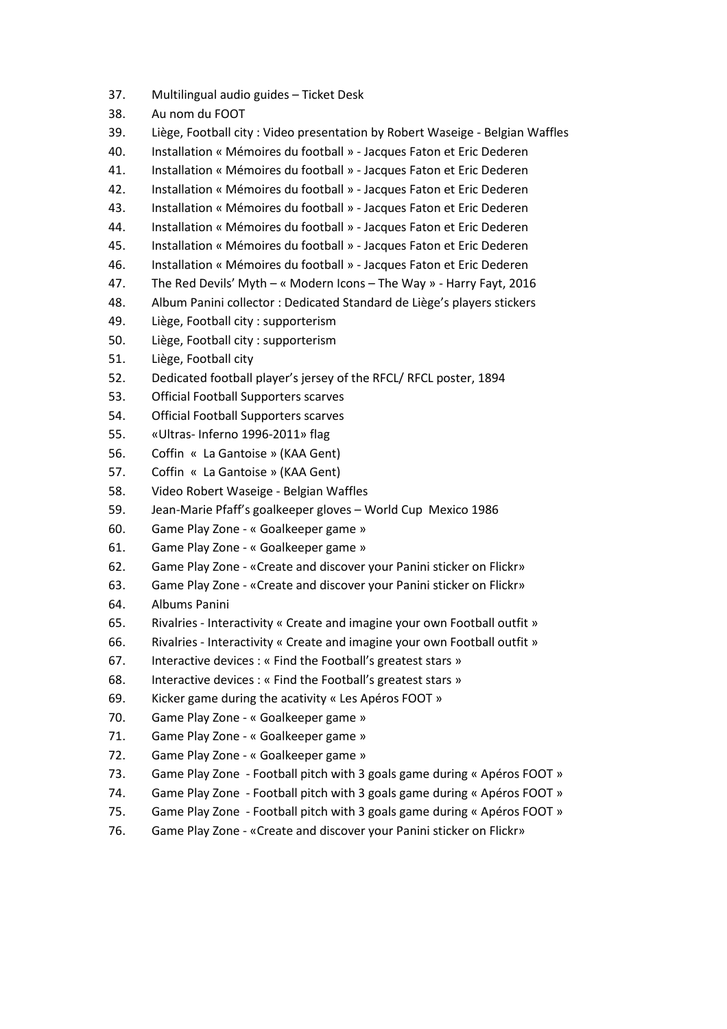37. Multilingual audio guides – Ticket Desk
38. Au nom du FOOT
39. Liège, Football city : Video presentation by Robert Waseige - Belgian Waffles
40. Installation « Mémoires du football » - Jacques Faton et Eric Dederen
41. Installation « Mémoires du football » - Jacques Faton et Eric Dederen
42. Installation « Mémoires du football » - Jacques Faton et Eric Dederen
43. Installation « Mémoires du football » - Jacques Faton et Eric Dederen
44. Installation « Mémoires du football » - Jacques Faton et Eric Dederen
45. Installation « Mémoires du football » - Jacques Faton et Eric Dederen
46. Installation « Mémoires du football » - Jacques Faton et Eric Dederen
47. The Red Devils' Myth – « Modern Icons – The Way » - Harry Fayt, 2016
48. Album Panini collector : Dedicated Standard de Liège's players stickers
49. Liège, Football city : supporterism
50. Liège, Football city : supporterism
51. Liège, Football city
52. Dedicated football player's jersey of the RFCL/ RFCL poster, 1894
53. Official Football Supporters scarves
54. Official Football Supporters scarves
55. «Ultras- Inferno 1996-2011» flag
56. Coffin « La Gantoise » (KAA Gent)
57. Coffin « La Gantoise » (KAA Gent)
58. Video Robert Waseige - Belgian Waffles
59. Jean-Marie Pfaff's goalkeeper gloves – World Cup Mexico 1986
60. Game Play Zone - « Goalkeeper game »
61. Game Play Zone - « Goalkeeper game »
62. Game Play Zone - «Create and discover your Panini sticker on Flickr»
63. Game Play Zone - «Create and discover your Panini sticker on Flickr»
64. Albums Panini
65. Rivalries - Interactivity « Create and imagine your own Football outfit »
66. Rivalries - Interactivity « Create and imagine your own Football outfit »
67. Interactive devices : « Find the Football's greatest stars »
68. Interactive devices : « Find the Football's greatest stars »
69. Kicker game during the acativity « Les Apéros FOOT »
70. Game Play Zone - « Goalkeeper game »
71. Game Play Zone - « Goalkeeper game »
72. Game Play Zone - « Goalkeeper game »
73. Game Play Zone - Football pitch with 3 goals game during « Apéros FOOT »
74. Game Play Zone - Football pitch with 3 goals game during « Apéros FOOT »
75. Game Play Zone - Football pitch with 3 goals game during « Apéros FOOT »
76. Game Play Zone - «Create and discover your Panini sticker on Flickr»